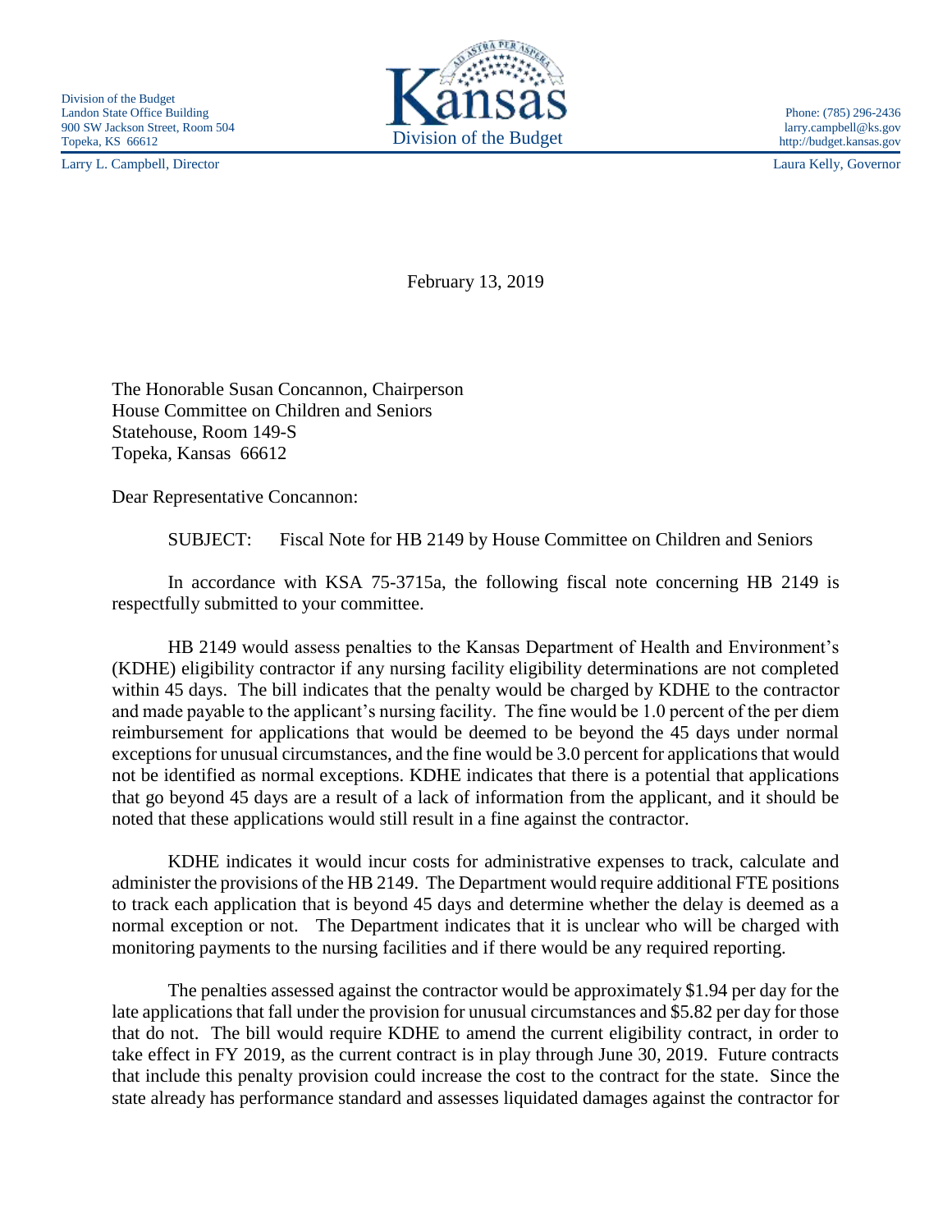Division of the Budget
Landon State Office Building
900 SW Jackson Street, Room 504
Topeka, KS 66612

Kansas
Division of the Budget

Phone: (785) 296-2436
larry.campbell@ks.gov
http://budget.kansas.gov

Larry L. Campbell, Director

Laura Kelly, Governor

February 13, 2019

The Honorable Susan Concannon, Chairperson
House Committee on Children and Seniors
Statehouse, Room 149-S
Topeka, Kansas 66612

Dear Representative Concannon:

SUBJECT: Fiscal Note for HB 2149 by House Committee on Children and Seniors

In accordance with KSA 75-3715a, the following fiscal note concerning HB 2149 is respectfully submitted to your committee.

HB 2149 would assess penalties to the Kansas Department of Health and Environment's (KDHE) eligibility contractor if any nursing facility eligibility determinations are not completed within 45 days. The bill indicates that the penalty would be charged by KDHE to the contractor and made payable to the applicant's nursing facility. The fine would be 1.0 percent of the per diem reimbursement for applications that would be deemed to be beyond the 45 days under normal exceptions for unusual circumstances, and the fine would be 3.0 percent for applications that would not be identified as normal exceptions. KDHE indicates that there is a potential that applications that go beyond 45 days are a result of a lack of information from the applicant, and it should be noted that these applications would still result in a fine against the contractor.

KDHE indicates it would incur costs for administrative expenses to track, calculate and administer the provisions of the HB 2149. The Department would require additional FTE positions to track each application that is beyond 45 days and determine whether the delay is deemed as a normal exception or not. The Department indicates that it is unclear who will be charged with monitoring payments to the nursing facilities and if there would be any required reporting.

The penalties assessed against the contractor would be approximately $1.94 per day for the late applications that fall under the provision for unusual circumstances and $5.82 per day for those that do not. The bill would require KDHE to amend the current eligibility contract, in order to take effect in FY 2019, as the current contract is in play through June 30, 2019. Future contracts that include this penalty provision could increase the cost to the contract for the state. Since the state already has performance standard and assesses liquidated damages against the contractor for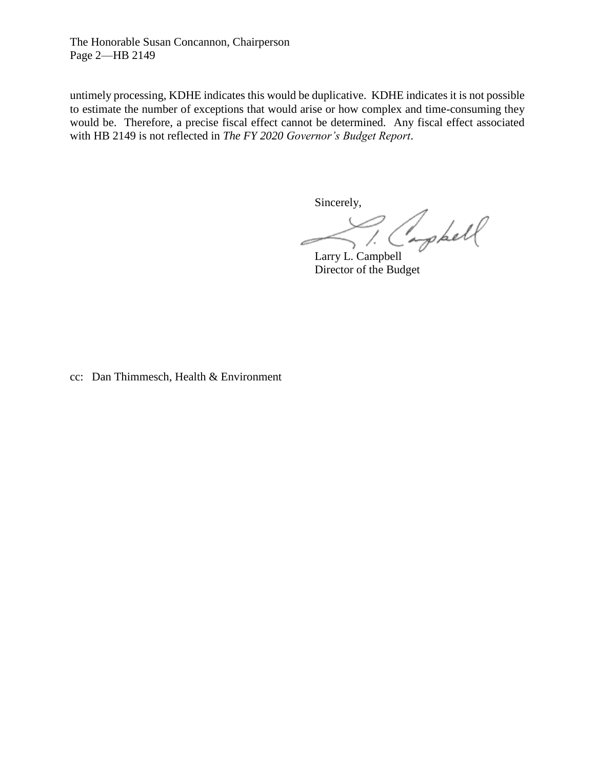untimely processing, KDHE indicates this would be duplicative. KDHE indicates it is not possible to estimate the number of exceptions that would arise or how complex and time-consuming they would be. Therefore, a precise fiscal effect cannot be determined. Any fiscal effect associated with HB 2149 is not reflected in *The FY 2020 Governor's Budget Report*.

Sincerely,

Larry L. Campbell
Director of the Budget

cc: Dan Thimmesch, Health & Environment